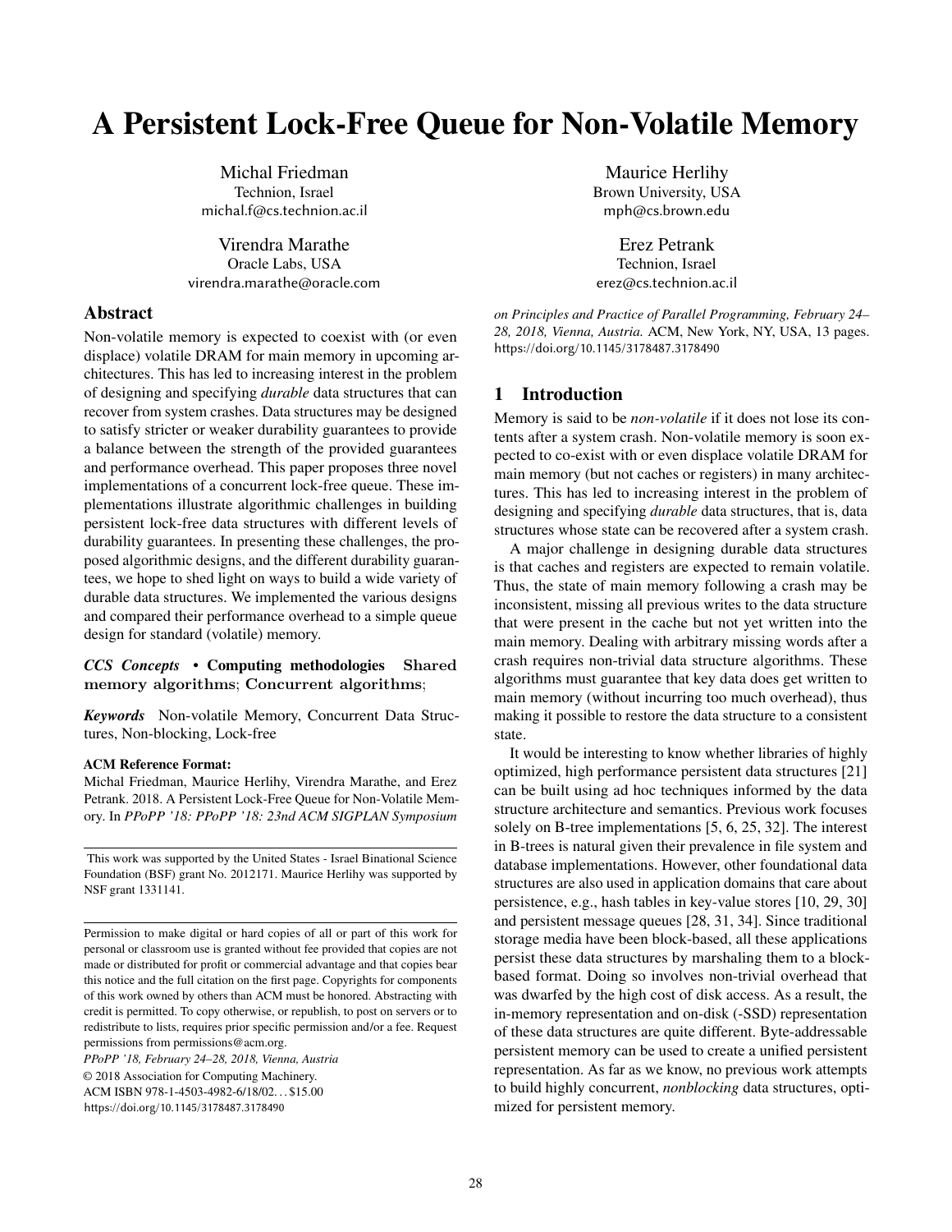# A Persistent Lock-Free Queue for Non-Volatile Memory

Michal Friedman
Technion, Israel
michal.f@cs.technion.ac.il

Maurice Herlihy
Brown University, USA
mph@cs.brown.edu

Virendra Marathe
Oracle Labs, USA
virendra.marathe@oracle.com

Erez Petrank
Technion, Israel
erez@cs.technion.ac.il

## Abstract

Non-volatile memory is expected to coexist with (or even displace) volatile DRAM for main memory in upcoming architectures. This has led to increasing interest in the problem of designing and specifying *durable* data structures that can recover from system crashes. Data structures may be designed to satisfy stricter or weaker durability guarantees to provide a balance between the strength of the provided guarantees and performance overhead. This paper proposes three novel implementations of a concurrent lock-free queue. These implementations illustrate algorithmic challenges in building persistent lock-free data structures with different levels of durability guarantees. In presenting these challenges, the proposed algorithmic designs, and the different durability guarantees, we hope to shed light on ways to build a wide variety of durable data structures. We implemented the various designs and compared their performance overhead to a simple queue design for standard (volatile) memory.

***CCS Concepts*** • **Computing methodologies** Shared memory algorithms; Concurrent algorithms;

***Keywords*** Non-volatile Memory, Concurrent Data Structures, Non-blocking, Lock-free

**ACM Reference Format:**
Michal Friedman, Maurice Herlihy, Virendra Marathe, and Erez Petrank. 2018. A Persistent Lock-Free Queue for Non-Volatile Memory. In *PPoPP '18: PPoPP '18: 23nd ACM SIGPLAN Symposium on Principles and Practice of Parallel Programming, February 24–28, 2018, Vienna, Austria.* ACM, New York, NY, USA, 13 pages. https://doi.org/10.1145/3178487.3178490

This work was supported by the United States - Israel Binational Science Foundation (BSF) grant No. 2012171. Maurice Herlihy was supported by NSF grant 1331141.

Permission to make digital or hard copies of all or part of this work for personal or classroom use is granted without fee provided that copies are not made or distributed for profit or commercial advantage and that copies bear this notice and the full citation on the first page. Copyrights for components of this work owned by others than ACM must be honored. Abstracting with credit is permitted. To copy otherwise, or republish, to post on servers or to redistribute to lists, requires prior specific permission and/or a fee. Request permissions from permissions@acm.org.
*PPoPP '18, February 24–28, 2018, Vienna, Austria*
© 2018 Association for Computing Machinery.
ACM ISBN 978-1-4503-4982-6/18/02…$15.00
https://doi.org/10.1145/3178487.3178490

## 1 Introduction

Memory is said to be *non-volatile* if it does not lose its contents after a system crash. Non-volatile memory is soon expected to co-exist with or even displace volatile DRAM for main memory (but not caches or registers) in many architectures. This has led to increasing interest in the problem of designing and specifying *durable* data structures, that is, data structures whose state can be recovered after a system crash.

A major challenge in designing durable data structures is that caches and registers are expected to remain volatile. Thus, the state of main memory following a crash may be inconsistent, missing all previous writes to the data structure that were present in the cache but not yet written into the main memory. Dealing with arbitrary missing words after a crash requires non-trivial data structure algorithms. These algorithms must guarantee that key data does get written to main memory (without incurring too much overhead), thus making it possible to restore the data structure to a consistent state.

It would be interesting to know whether libraries of highly optimized, high performance persistent data structures [21] can be built using ad hoc techniques informed by the data structure architecture and semantics. Previous work focuses solely on B-tree implementations [5, 6, 25, 32]. The interest in B-trees is natural given their prevalence in file system and database implementations. However, other foundational data structures are also used in application domains that care about persistence, e.g., hash tables in key-value stores [10, 29, 30] and persistent message queues [28, 31, 34]. Since traditional storage media have been block-based, all these applications persist these data structures by marshaling them to a block-based format. Doing so involves non-trivial overhead that was dwarfed by the high cost of disk access. As a result, the in-memory representation and on-disk (-SSD) representation of these data structures are quite different. Byte-addressable persistent memory can be used to create a unified persistent representation. As far as we know, no previous work attempts to build highly concurrent, *nonblocking* data structures, optimized for persistent memory.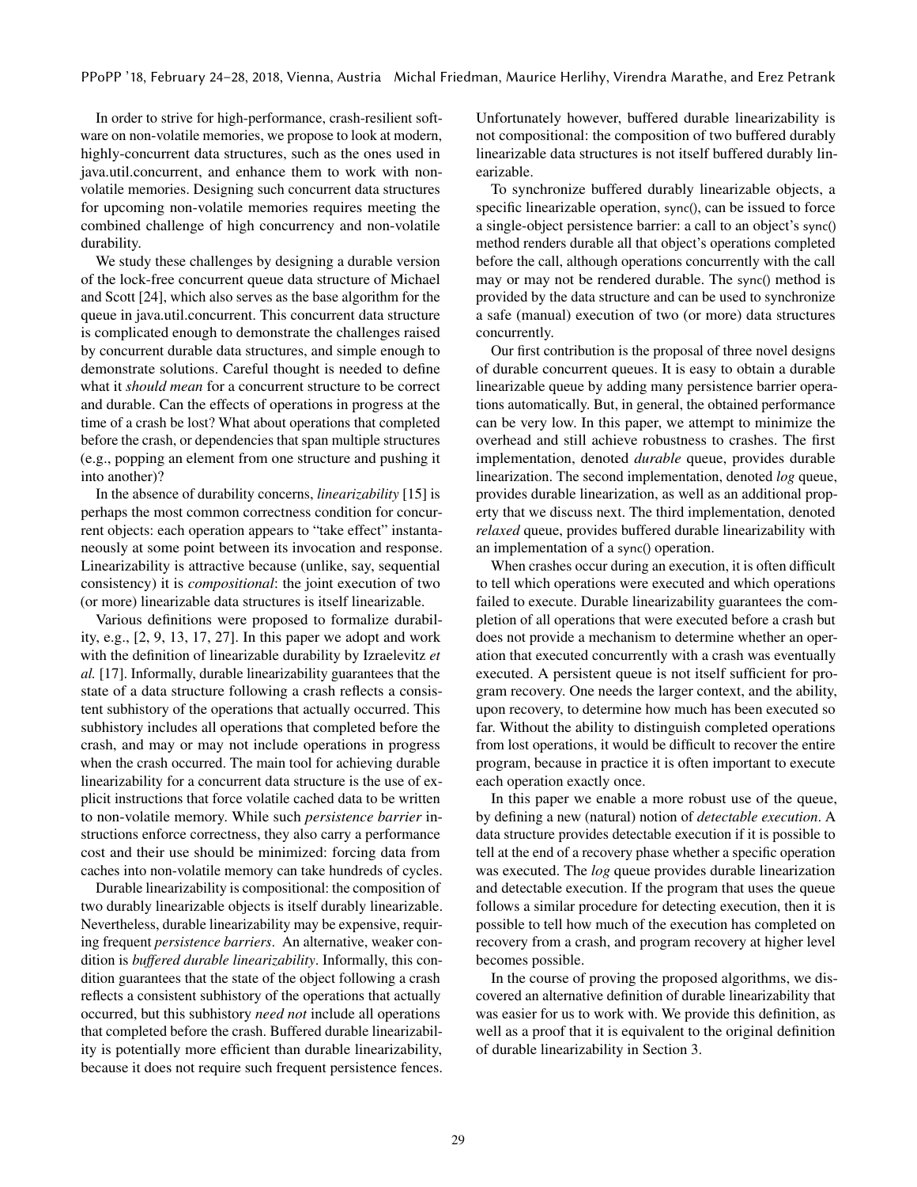In order to strive for high-performance, crash-resilient software on non-volatile memories, we propose to look at modern, highly-concurrent data structures, such as the ones used in java.util.concurrent, and enhance them to work with non-volatile memories. Designing such concurrent data structures for upcoming non-volatile memories requires meeting the combined challenge of high concurrency and non-volatile durability.

We study these challenges by designing a durable version of the lock-free concurrent queue data structure of Michael and Scott [24], which also serves as the base algorithm for the queue in java.util.concurrent. This concurrent data structure is complicated enough to demonstrate the challenges raised by concurrent durable data structures, and simple enough to demonstrate solutions. Careful thought is needed to define what it *should mean* for a concurrent structure to be correct and durable. Can the effects of operations in progress at the time of a crash be lost? What about operations that completed before the crash, or dependencies that span multiple structures (e.g., popping an element from one structure and pushing it into another)?

In the absence of durability concerns, *linearizability* [15] is perhaps the most common correctness condition for concurrent objects: each operation appears to "take effect" instantaneously at some point between its invocation and response. Linearizability is attractive because (unlike, say, sequential consistency) it is *compositional*: the joint execution of two (or more) linearizable data structures is itself linearizable.

Various definitions were proposed to formalize durability, e.g., [2, 9, 13, 17, 27]. In this paper we adopt and work with the definition of linearizable durability by Izraelevitz *et al.* [17]. Informally, durable linearizability guarantees that the state of a data structure following a crash reflects a consistent subhistory of the operations that actually occurred. This subhistory includes all operations that completed before the crash, and may or may not include operations in progress when the crash occurred. The main tool for achieving durable linearizability for a concurrent data structure is the use of explicit instructions that force volatile cached data to be written to non-volatile memory. While such *persistence barrier* instructions enforce correctness, they also carry a performance cost and their use should be minimized: forcing data from caches into non-volatile memory can take hundreds of cycles.

Durable linearizability is compositional: the composition of two durably linearizable objects is itself durably linearizable. Nevertheless, durable linearizability may be expensive, requiring frequent *persistence barriers*. An alternative, weaker condition is *buffered durable linearizability*. Informally, this condition guarantees that the state of the object following a crash reflects a consistent subhistory of the operations that actually occurred, but this subhistory *need not* include all operations that completed before the crash. Buffered durable linearizability is potentially more efficient than durable linearizability, because it does not require such frequent persistence fences. Unfortunately however, buffered durable linearizability is not compositional: the composition of two buffered durably linearizable data structures is not itself buffered durably linearizable.

To synchronize buffered durably linearizable objects, a specific linearizable operation, sync(), can be issued to force a single-object persistence barrier: a call to an object's sync() method renders durable all that object's operations completed before the call, although operations concurrently with the call may or may not be rendered durable. The sync() method is provided by the data structure and can be used to synchronize a safe (manual) execution of two (or more) data structures concurrently.

Our first contribution is the proposal of three novel designs of durable concurrent queues. It is easy to obtain a durable linearizable queue by adding many persistence barrier operations automatically. But, in general, the obtained performance can be very low. In this paper, we attempt to minimize the overhead and still achieve robustness to crashes. The first implementation, denoted *durable* queue, provides durable linearization. The second implementation, denoted *log* queue, provides durable linearization, as well as an additional property that we discuss next. The third implementation, denoted *relaxed* queue, provides buffered durable linearizability with an implementation of a sync() operation.

When crashes occur during an execution, it is often difficult to tell which operations were executed and which operations failed to execute. Durable linearization guarantees the completion of all operations that were executed before a crash but does not provide a mechanism to determine whether an operation that executed concurrently with a crash was eventually executed. A persistent queue is not itself sufficient for program recovery. One needs the larger context, and the ability, upon recovery, to determine how much has been executed so far. Without the ability to distinguish completed operations from lost operations, it would be difficult to recover the entire program, because in practice it is often important to execute each operation exactly once.

In this paper we enable a more robust use of the queue, by defining a new (natural) notion of *detectable execution*. A data structure provides detectable execution if it is possible to tell at the end of a recovery phase whether a specific operation was executed. The *log* queue provides durable linearization and detectable execution. If the program that uses the queue follows a similar procedure for detecting execution, then it is possible to tell how much of the execution has completed on recovery from a crash, and program recovery at higher level becomes possible.

In the course of proving the proposed algorithms, we discovered an alternative definition of durable linearizability that was easier for us to work with. We provide this definition, as well as a proof that it is equivalent to the original definition of durable linearizability in Section 3.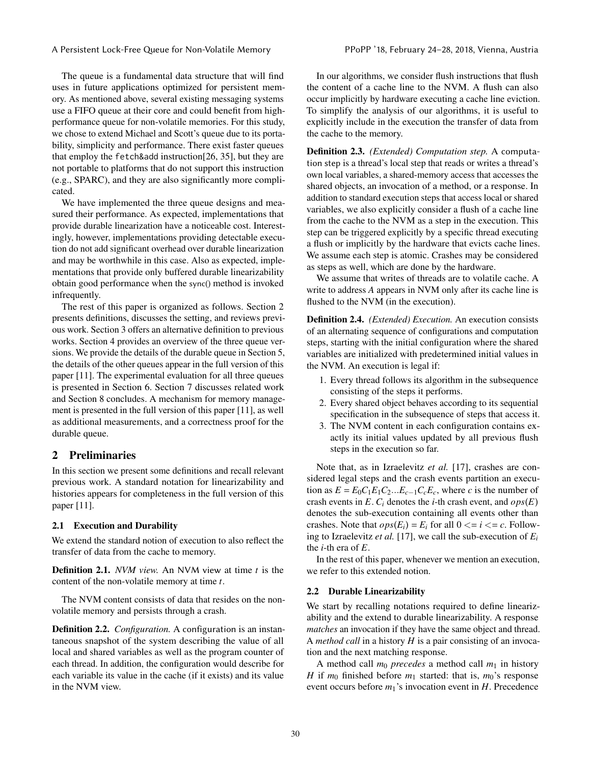The queue is a fundamental data structure that will find uses in future applications optimized for persistent memory. As mentioned above, several existing messaging systems use a FIFO queue at their core and could benefit from high-performance queue for non-volatile memories. For this study, we chose to extend Michael and Scott's queue due to its portability, simplicity and performance. There exist faster queues that employ the `fetch&add` instruction[26, 35], but they are not portable to platforms that do not support this instruction (e.g., SPARC), and they are also significantly more complicated.

We have implemented the three queue designs and measured their performance. As expected, implementations that provide durable linearization have a noticeable cost. Interestingly, however, implementations providing detectable execution do not add significant overhead over durable linearization and may be worthwhile in this case. Also as expected, implementations that provide only buffered durable linearizability obtain good performance when the sync() method is invoked infrequently.

The rest of this paper is organized as follows. Section 2 presents definitions, discusses the setting, and reviews previous work. Section 3 offers an alternative definition to previous works. Section 4 provides an overview of the three queue versions. We provide the details of the durable queue in Section 5, the details of the other queues appear in the full version of this paper [11]. The experimental evaluation for all three queues is presented in Section 6. Section 7 discusses related work and Section 8 concludes. A mechanism for memory management is presented in the full version of this paper [11], as well as additional measurements, and a correctness proof for the durable queue.

## 2 Preliminaries

In this section we present some definitions and recall relevant previous work. A standard notation for linearizability and histories appears for completeness in the full version of this paper [11].

### 2.1 Execution and Durability

We extend the standard notion of execution to also reflect the transfer of data from the cache to memory.

**Definition 2.1.** *NVM view.* An NVM view at time $t$ is the content of the non-volatile memory at time $t$.

The NVM content consists of data that resides on the non-volatile memory and persists through a crash.

**Definition 2.2.** *Configuration.* A configuration is an instantaneous snapshot of the system describing the value of all local and shared variables as well as the program counter of each thread. In addition, the configuration would describe for each variable its value in the cache (if it exists) and its value in the NVM view.

In our algorithms, we consider flush instructions that flush the content of a cache line to the NVM. A flush can also occur implicitly by hardware executing a cache line eviction. To simplify the analysis of our algorithms, it is useful to explicitly include in the execution the transfer of data from the cache to the memory.

**Definition 2.3.** *(Extended) Computation step.* A computation step is a thread's local step that reads or writes a thread's own local variables, a shared-memory access that accesses the shared objects, an invocation of a method, or a response. In addition to standard execution steps that access local or shared variables, we also explicitly consider a flush of a cache line from the cache to the NVM as a step in the execution. This step can be triggered explicitly by a specific thread executing a flush or implicitly by the hardware that evicts cache lines. We assume each step is atomic. Crashes may be considered as steps as well, which are done by the hardware.

We assume that writes of threads are to volatile cache. A write to address $A$ appears in NVM only after its cache line is flushed to the NVM (in the execution).

**Definition 2.4.** *(Extended) Execution.* An execution consists of an alternating sequence of configurations and computation steps, starting with the initial configuration where the shared variables are initialized with predetermined initial values in the NVM. An execution is legal if:

1. Every thread follows its algorithm in the subsequence consisting of the steps it performs.
2. Every shared object behaves according to its sequential specification in the subsequence of steps that access it.
3. The NVM content in each configuration contains exactly its initial values updated by all previous flush steps in the execution so far.

Note that, as in Izraelevitz *et al.* [17], crashes are considered legal steps and the crash events partition an execution as $E = E_0C_1E_1C_2...E_{c-1}C_cE_c$, where $c$ is the number of crash events in $E$. $C_i$ denotes the $i$-th crash event, and $ops(E)$ denotes the sub-execution containing all events other than crashes. Note that $ops(E_i) = E_i$ for all $0 <= i <= c$. Following to Izraelevitz *et al.* [17], we call the sub-execution of $E_i$ the $i$-th era of $E$.

In the rest of this paper, whenever we mention an execution, we refer to this extended notion.

### 2.2 Durable Linearizability

We start by recalling notations required to define linearizability and the extend to durable linearizability. A response *matches* an invocation if they have the same object and thread. A *method call* in a history $H$ is a pair consisting of an invocation and the next matching response.

A method call $m_0$ *precedes* a method call $m_1$ in history $H$ if $m_0$ finished before $m_1$ started: that is, $m_0$'s response event occurs before $m_1$'s invocation event in $H$. Precedence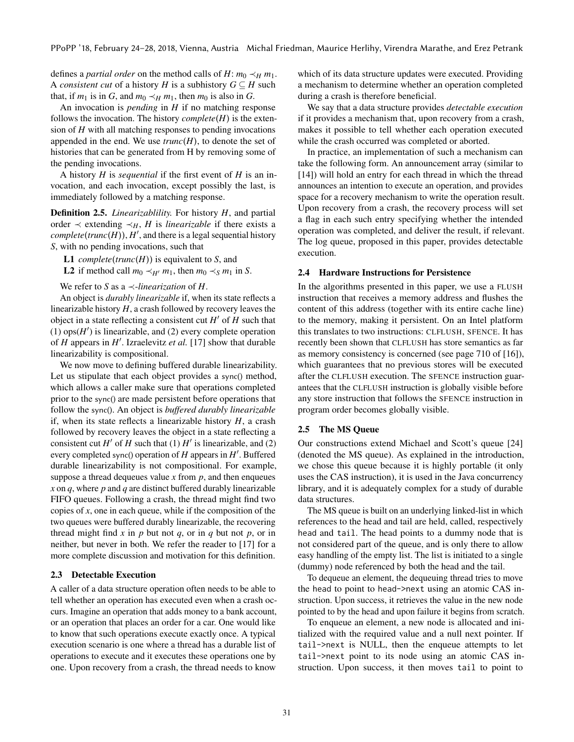defines a *partial order* on the method calls of $H$: $m_0 \prec_H m_1$. A *consistent cut* of a history $H$ is a subhistory $G \subseteq H$ such that, if $m_1$ is in $G$, and $m_0 \prec_H m_1$, then $m_0$ is also in $G$.

An invocation is *pending* in $H$ if no matching response follows the invocation. The history *complete*($H$) is the extension of $H$ with all matching responses to pending invocations appended in the end. We use *trunc*($H$), to denote the set of histories that can be generated from H by removing some of the pending invocations.

A history $H$ is *sequential* if the first event of $H$ is an invocation, and each invocation, except possibly the last, is immediately followed by a matching response.

**Definition 2.5.** *Linearizablility.* For history $H$, and partial order $\prec$ extending $\prec_H$, $H$ is *linearizable* if there exists a *complete*(*trunc*($H$)), $H'$, and there is a legal sequential history $S$, with no pending invocations, such that

**L1** *complete*(*trunc*($H$)) is equivalent to $S$, and

**L2** if method call $m_0 \prec_{H'} m_1$, then $m_0 \prec_S m_1$ in $S$.

We refer to $S$ as a $\prec$*-linearization* of $H$.

An object is *durably linearizable* if, when its state reflects a linearizable history $H$, a crash followed by recovery leaves the object in a state reflecting a consistent cut $H'$ of $H$ such that (1) ops($H'$) is linearizable, and (2) every complete operation of $H$ appears in $H'$. Izraelevitz *et al.* [17] show that durable linearizability is compositional.

We now move to defining buffered durable linearizability. Let us stipulate that each object provides a sync() method, which allows a caller make sure that operations completed prior to the sync() are made persistent before operations that follow the sync(). An object is *buffered durably linearizable* if, when its state reflects a linearizable history $H$, a crash followed by recovery leaves the object in a state reflecting a consistent cut $H'$ of $H$ such that (1) $H'$ is linearizable, and (2) every completed sync() operation of $H$ appears in $H'$. Buffered durable linearizability is not compositional. For example, suppose a thread dequeues value $x$ from $p$, and then enqueues $x$ on $q$, where $p$ and $q$ are distinct buffered durably linearizable FIFO queues. Following a crash, the thread might find two copies of $x$, one in each queue, while if the composition of the two queues were buffered durably linearizable, the recovering thread might find $x$ in $p$ but not $q$, or in $q$ but not $p$, or in neither, but never in both. We refer the reader to [17] for a more complete discussion and motivation for this definition.

### 2.3 Detectable Execution

A caller of a data structure operation often needs to be able to tell whether an operation has executed even when a crash occurs. Imagine an operation that adds money to a bank account, or an operation that places an order for a car. One would like to know that such operations execute exactly once. A typical execution scenario is one where a thread has a durable list of operations to execute and it executes these operations one by one. Upon recovery from a crash, the thread needs to know which of its data structure updates were executed. Providing a mechanism to determine whether an operation completed during a crash is therefore beneficial.

We say that a data structure provides *detectable execution* if it provides a mechanism that, upon recovery from a crash, makes it possible to tell whether each operation executed while the crash occurred was completed or aborted.

In practice, an implementation of such a mechanism can take the following form. An announcement array (similar to [14]) will hold an entry for each thread in which the thread announces an intention to execute an operation, and provides space for a recovery mechanism to write the operation result. Upon recovery from a crash, the recovery process will set a flag in each such entry specifying whether the intended operation was completed, and deliver the result, if relevant. The log queue, proposed in this paper, provides detectable execution.

### 2.4 Hardware Instructions for Persistence

In the algorithms presented in this paper, we use a FLUSH instruction that receives a memory address and flushes the content of this address (together with its entire cache line) to the memory, making it persistent. On an Intel platform this translates to two instructions: CLFLUSH, SFENCE. It has recently been shown that CLFLUSH has store semantics as far as memory consistency is concerned (see page 710 of [16]), which guarantees that no previous stores will be executed after the CLFLUSH execution. The SFENCE instruction guarantees that the CLFLUSH instruction is globally visible before any store instruction that follows the SFENCE instruction in program order becomes globally visible.

### 2.5 The MS Queue

Our constructions extend Michael and Scott's queue [24] (denoted the MS queue). As explained in the introduction, we chose this queue because it is highly portable (it only uses the CAS instruction), it is used in the Java concurrency library, and it is adequately complex for a study of durable data structures.

The MS queue is built on an underlying linked-list in which references to the head and tail are held, called, respectively `head` and `tail`. The head points to a dummy node that is not considered part of the queue, and is only there to allow easy handling of the empty list. The list is initiated to a single (dummy) node referenced by both the head and the tail.

To dequeue an element, the dequeuing thread tries to move the `head` to point to `head->next` using an atomic CAS instruction. Upon success, it retrieves the value in the new node pointed to by the head and upon failure it begins from scratch.

To enqueue an element, a new node is allocated and initialized with the required value and a null next pointer. If `tail->next` is NULL, then the enqueue attempts to let `tail->next` point to its node using an atomic CAS instruction. Upon success, it then moves `tail` to point to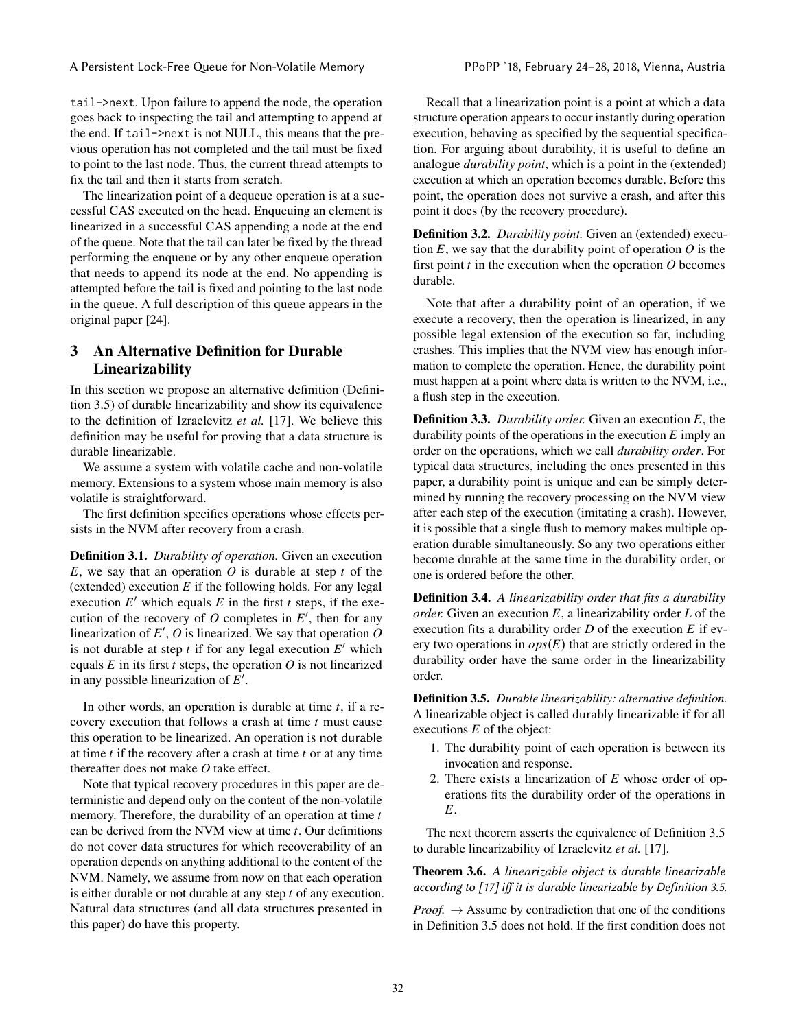tail->next. Upon failure to append the node, the operation goes back to inspecting the tail and attempting to append at the end. If tail->next is not NULL, this means that the previous operation has not completed and the tail must be fixed to point to the last node. Thus, the current thread attempts to fix the tail and then it starts from scratch.

The linearization point of a dequeue operation is at a successful CAS executed on the head. Enqueuing an element is linearized in a successful CAS appending a node at the end of the queue. Note that the tail can later be fixed by the thread performing the enqueue or by any other enqueue operation that needs to append its node at the end. No appending is attempted before the tail is fixed and pointing to the last node in the queue. A full description of this queue appears in the original paper [24].

## 3 An Alternative Definition for Durable Linearizability

In this section we propose an alternative definition (Definition 3.5) of durable linearizability and show its equivalence to the definition of Izraelevitz *et al.* [17]. We believe this definition may be useful for proving that a data structure is durable linearizable.

We assume a system with volatile cache and non-volatile memory. Extensions to a system whose main memory is also volatile is straightforward.

The first definition specifies operations whose effects persists in the NVM after recovery from a crash.

**Definition 3.1.** *Durability of operation.* Given an execution $E$, we say that an operation $O$ is durable at step $t$ of the (extended) execution $E$ if the following holds. For any legal execution $E'$ which equals $E$ in the first $t$ steps, if the execution of the recovery of $O$ completes in $E'$, then for any linearization of $E'$, $O$ is linearized. We say that operation $O$ is not durable at step $t$ if for any legal execution $E'$ which equals $E$ in its first $t$ steps, the operation $O$ is not linearized in any possible linearization of $E'$.

In other words, an operation is durable at time $t$, if a recovery execution that follows a crash at time $t$ must cause this operation to be linearized. An operation is not durable at time $t$ if the recovery after a crash at time $t$ or at any time thereafter does not make $O$ take effect.

Note that typical recovery procedures in this paper are deterministic and depend only on the content of the non-volatile memory. Therefore, the durability of an operation at time $t$ can be derived from the NVM view at time $t$. Our definitions do not cover data structures for which recoverability of an operation depends on anything additional to the content of the NVM. Namely, we assume from now on that each operation is either durable or not durable at any step $t$ of any execution. Natural data structures (and all data structures presented in this paper) do have this property.

Recall that a linearization point is a point at which a data structure operation appears to occur instantly during operation execution, behaving as specified by the sequential specification. For arguing about durability, it is useful to define an analogue *durability point*, which is a point in the (extended) execution at which an operation becomes durable. Before this point, the operation does not survive a crash, and after this point it does (by the recovery procedure).

**Definition 3.2.** *Durability point.* Given an (extended) execution $E$, we say that the durability point of operation $O$ is the first point $t$ in the execution when the operation $O$ becomes durable.

Note that after a durability point of an operation, if we execute a recovery, then the operation is linearized, in any possible legal extension of the execution so far, including crashes. This implies that the NVM view has enough information to complete the operation. Hence, the durability point must happen at a point where data is written to the NVM, i.e., a flush step in the execution.

**Definition 3.3.** *Durability order.* Given an execution $E$, the durability points of the operations in the execution $E$ imply an order on the operations, which we call *durability order*. For typical data structures, including the ones presented in this paper, a durability point is unique and can be simply determined by running the recovery processing on the NVM view after each step of the execution (imitating a crash). However, it is possible that a single flush to memory makes multiple operation durable simultaneously. So any two operations either become durable at the same time in the durability order, or one is ordered before the other.

**Definition 3.4.** *A linearizability order that fits a durability order.* Given an execution $E$, a linearizability order $L$ of the execution fits a durability order $D$ of the execution $E$ if every two operations in $ops(E)$ that are strictly ordered in the durability order have the same order in the linearizability order.

**Definition 3.5.** *Durable linearizability: alternative definition.* A linearizable object is called durably linearizable if for all executions $E$ of the object:

1. The durability point of each operation is between its invocation and response.
2. There exists a linearization of $E$ whose order of operations fits the durability order of the operations in $E$.

The next theorem asserts the equivalence of Definition 3.5 to durable linearizability of Izraelevitz *et al.* [17].

**Theorem 3.6.** *A linearizable object is durable linearizable according to [17] iff it is durable linearizable by Definition 3.5.*

*Proof.* $\rightarrow$ Assume by contradiction that one of the conditions in Definition 3.5 does not hold. If the first condition does not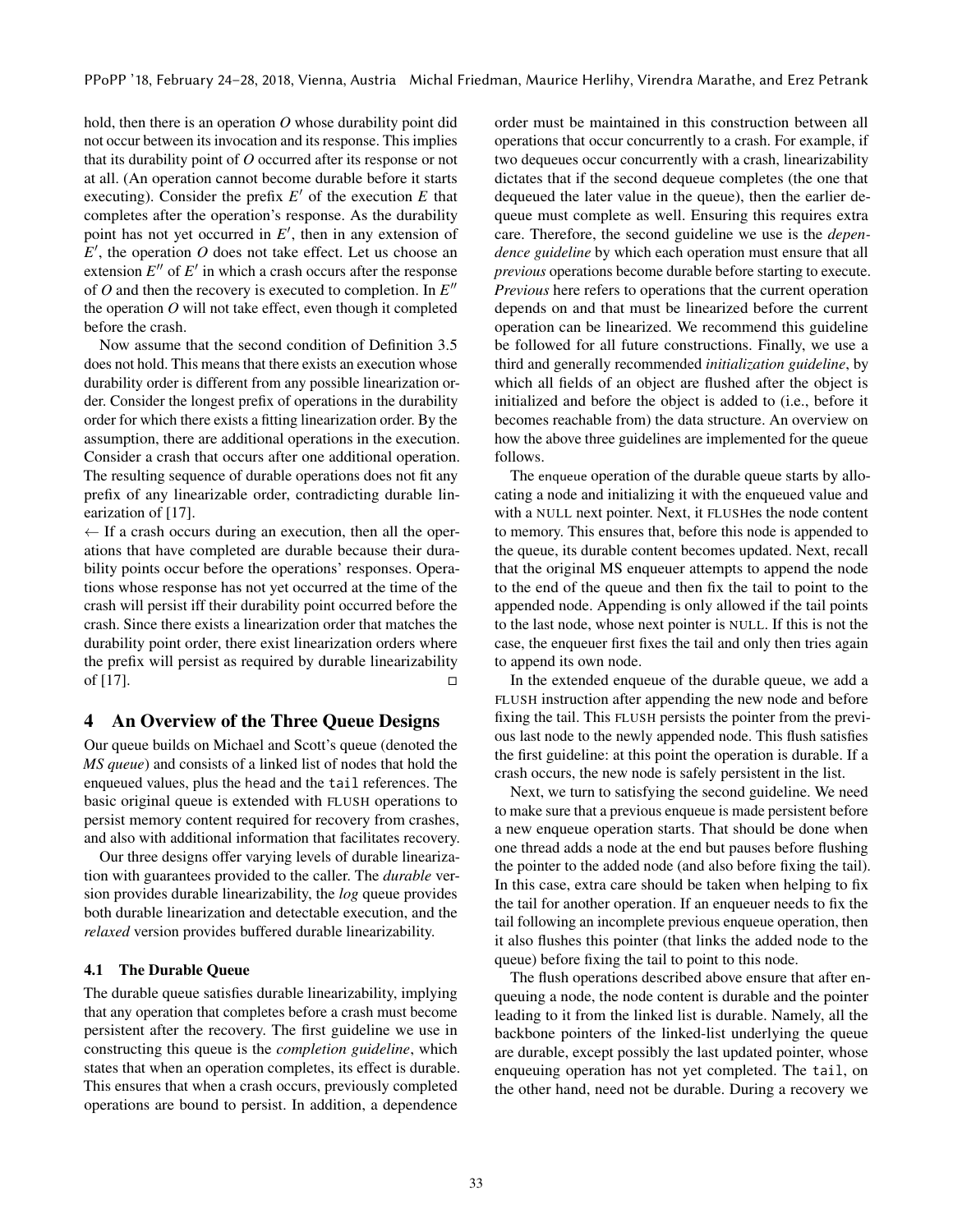hold, then there is an operation $O$ whose durability point did not occur between its invocation and its response. This implies that its durability point of $O$ occurred after its response or not at all. (An operation cannot become durable before it starts executing). Consider the prefix $E'$ of the execution $E$ that completes after the operation's response. As the durability point has not yet occurred in $E'$, then in any extension of $E'$, the operation $O$ does not take effect. Let us choose an extension $E''$ of $E'$ in which a crash occurs after the response of $O$ and then the recovery is executed to completion. In $E''$ the operation $O$ will not take effect, even though it completed before the crash.

Now assume that the second condition of Definition 3.5 does not hold. This means that there exists an execution whose durability order is different from any possible linearization order. Consider the longest prefix of operations in the durability order for which there exists a fitting linearization order. By the assumption, there are additional operations in the execution. Consider a crash that occurs after one additional operation. The resulting sequence of durable operations does not fit any prefix of any linearizable order, contradicting durable linearization of [17].

$\leftarrow$ If a crash occurs during an execution, then all the operations that have completed are durable because their durability points occur before the operations' responses. Operations whose response has not yet occurred at the time of the crash will persist iff their durability point occurred before the crash. Since there exists a linearization order that matches the durability point order, there exist linearization orders where the prefix will persist as required by durable linearizability of [17]. □

## 4 An Overview of the Three Queue Designs

Our queue builds on Michael and Scott's queue (denoted the *MS queue*) and consists of a linked list of nodes that hold the enqueued values, plus the `head` and the `tail` references. The basic original queue is extended with FLUSH operations to persist memory content required for recovery from crashes, and also with additional information that facilitates recovery.

Our three designs offer varying levels of durable linearization with guarantees provided to the caller. The *durable* version provides durable linearizability, the *log* queue provides both durable linearization and detectable execution, and the *relaxed* version provides buffered durable linearizability.

### 4.1 The Durable Queue

The durable queue satisfies durable linearizability, implying that any operation that completes before a crash must become persistent after the recovery. The first guideline we use in constructing this queue is the *completion guideline*, which states that when an operation completes, its effect is durable. This ensures that when a crash occurs, previously completed operations are bound to persist. In addition, a dependence order must be maintained in this construction between all operations that occur concurrently to a crash. For example, if two dequeues occur concurrently with a crash, linearizability dictates that if the second dequeue completes (the one that dequeued the later value in the queue), then the earlier dequeue must complete as well. Ensuring this requires extra care. Therefore, the second guideline we use is the *dependence guideline* by which each operation must ensure that all *previous* operations become durable before starting to execute. *Previous* here refers to operations that the current operation depends on and that must be linearized before the current operation can be linearized. We recommend this guideline be followed for all future constructions. Finally, we use a third and generally recommended *initialization guideline*, by which all fields of an object are flushed after the object is initialized and before the object is added to (i.e., before it becomes reachable from) the data structure. An overview on how the above three guidelines are implemented for the queue follows.

The `enqueue` operation of the durable queue starts by allocating a node and initializing it with the enqueued value and with a NULL next pointer. Next, it FLUSHes the node content to memory. This ensures that, before this node is appended to the queue, its durable content becomes updated. Next, recall that the original MS enqueuer attempts to append the node to the end of the queue and then fix the tail to point to the appended node. Appending is only allowed if the tail points to the last node, whose next pointer is NULL. If this is not the case, the enqueuer first fixes the tail and only then tries again to append its own node.

In the extended enqueue of the durable queue, we add a FLUSH instruction after appending the new node and before fixing the tail. This FLUSH persists the pointer from the previous last node to the newly appended node. This flush satisfies the first guideline: at this point the operation is durable. If a crash occurs, the new node is safely persistent in the list.

Next, we turn to satisfying the second guideline. We need to make sure that a previous enqueue is made persistent before a new enqueue operation starts. That should be done when one thread adds a node at the end but pauses before flushing the pointer to the added node (and also before fixing the tail). In this case, extra care should be taken when helping to fix the tail for another operation. If an enqueuer needs to fix the tail following an incomplete previous enqueue operation, then it also flushes this pointer (that links the added node to the queue) before fixing the tail to point to this node.

The flush operations described above ensure that after enqueuing a node, the node content is durable and the pointer leading to it from the linked list is durable. Namely, all the backbone pointers of the linked-list underlying the queue are durable, except possibly the last updated pointer, whose enqueuing operation has not yet completed. The `tail`, on the other hand, need not be durable. During a recovery we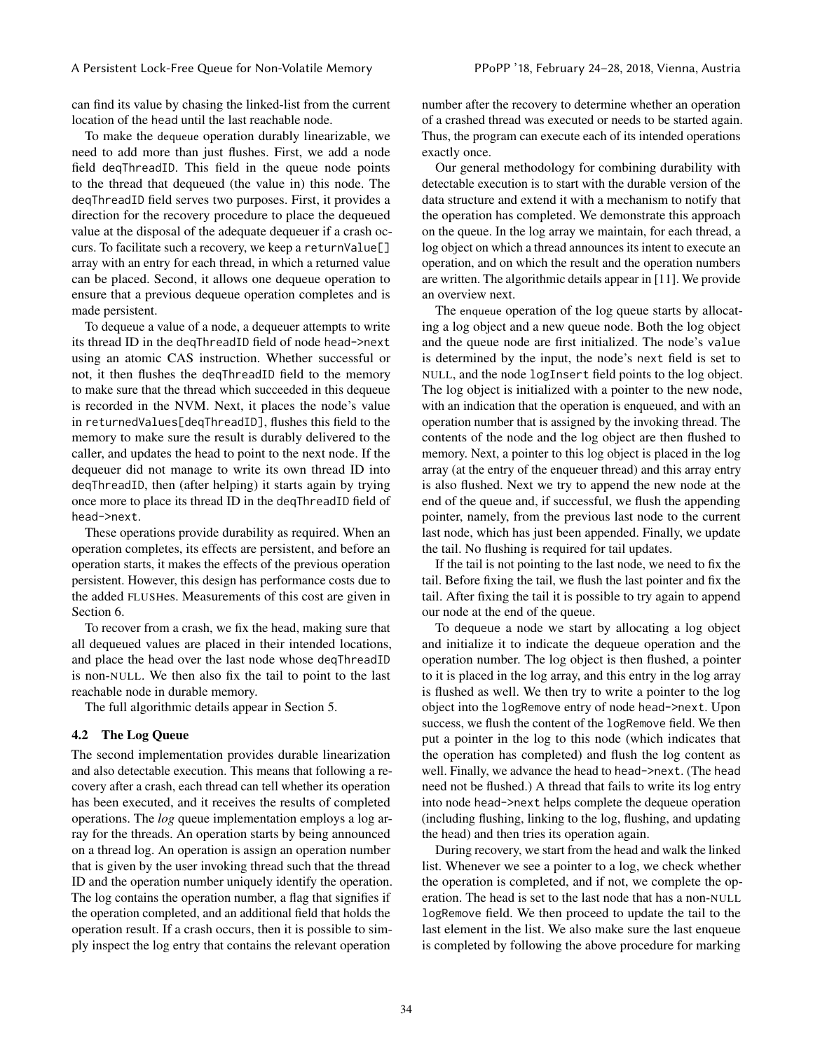can find its value by chasing the linked-list from the current location of the head until the last reachable node.

To make the dequeue operation durably linearizable, we need to add more than just flushes. First, we add a node field deqThreadID. This field in the queue node points to the thread that dequeued (the value in) this node. The deqThreadID field serves two purposes. First, it provides a direction for the recovery procedure to place the dequeued value at the disposal of the adequate dequeuer if a crash occurs. To facilitate such a recovery, we keep a returnValue[] array with an entry for each thread, in which a returned value can be placed. Second, it allows one dequeue operation to ensure that a previous dequeue operation completes and is made persistent.

To dequeue a value of a node, a dequeuer attempts to write its thread ID in the deqThreadID field of node head->next using an atomic CAS instruction. Whether successful or not, it then flushes the deqThreadID field to the memory to make sure that the thread which succeeded in this dequeue is recorded in the NVM. Next, it places the node's value in returnedValues[deqThreadID], flushes this field to the memory to make sure the result is durably delivered to the caller, and updates the head to point to the next node. If the dequeuer did not manage to write its own thread ID into deqThreadID, then (after helping) it starts again by trying once more to place its thread ID in the deqThreadID field of head->next.

These operations provide durability as required. When an operation completes, its effects are persistent, and before an operation starts, it makes the effects of the previous operation persistent. However, this design has performance costs due to the added FLUSHes. Measurements of this cost are given in Section 6.

To recover from a crash, we fix the head, making sure that all dequeued values are placed in their intended locations, and place the head over the last node whose deqThreadID is non-NULL. We then also fix the tail to point to the last reachable node in durable memory.

The full algorithmic details appear in Section 5.

### 4.2 The Log Queue

The second implementation provides durable linearization and also detectable execution. This means that following a recovery after a crash, each thread can tell whether its operation has been executed, and it receives the results of completed operations. The *log* queue implementation employs a log array for the threads. An operation starts by being announced on a thread log. An operation is assign an operation number that is given by the user invoking thread such that the thread ID and the operation number uniquely identify the operation. The log contains the operation number, a flag that signifies if the operation completed, and an additional field that holds the operation result. If a crash occurs, then it is possible to simply inspect the log entry that contains the relevant operation number after the recovery to determine whether an operation of a crashed thread was executed or needs to be started again. Thus, the program can execute each of its intended operations exactly once.

Our general methodology for combining durability with detectable execution is to start with the durable version of the data structure and extend it with a mechanism to notify that the operation has completed. We demonstrate this approach on the queue. In the log array we maintain, for each thread, a log object on which a thread announces its intent to execute an operation, and on which the result and the operation numbers are written. The algorithmic details appear in [11]. We provide an overview next.

The enqueue operation of the log queue starts by allocating a log object and a new queue node. Both the log object and the queue node are first initialized. The node's value is determined by the input, the node's next field is set to NULL, and the node logInsert field points to the log object. The log object is initialized with a pointer to the new node, with an indication that the operation is enqueued, and with an operation number that is assigned by the invoking thread. The contents of the node and the log object are then flushed to memory. Next, a pointer to this log object is placed in the log array (at the entry of the enqueuer thread) and this array entry is also flushed. Next we try to append the new node at the end of the queue and, if successful, we flush the appending pointer, namely, from the previous last node to the current last node, which has just been appended. Finally, we update the tail. No flushing is required for tail updates.

If the tail is not pointing to the last node, we need to fix the tail. Before fixing the tail, we flush the last pointer and fix the tail. After fixing the tail it is possible to try again to append our node at the end of the queue.

To dequeue a node we start by allocating a log object and initialize it to indicate the dequeue operation and the operation number. The log object is then flushed, a pointer to it is placed in the log array, and this entry in the log array is flushed as well. We then try to write a pointer to the log object into the logRemove entry of node head->next. Upon success, we flush the content of the logRemove field. We then put a pointer in the log to this node (which indicates that the operation has completed) and flush the log content as well. Finally, we advance the head to head->next. (The head need not be flushed.) A thread that fails to write its log entry into node head->next helps complete the dequeue operation (including flushing, linking to the log, flushing, and updating the head) and then tries its operation again.

During recovery, we start from the head and walk the linked list. Whenever we see a pointer to a log, we check whether the operation is completed, and if not, we complete the operation. The head is set to the last node that has a non-NULL logRemove field. We then proceed to update the tail to the last element in the list. We also make sure the last enqueue is completed by following the above procedure for marking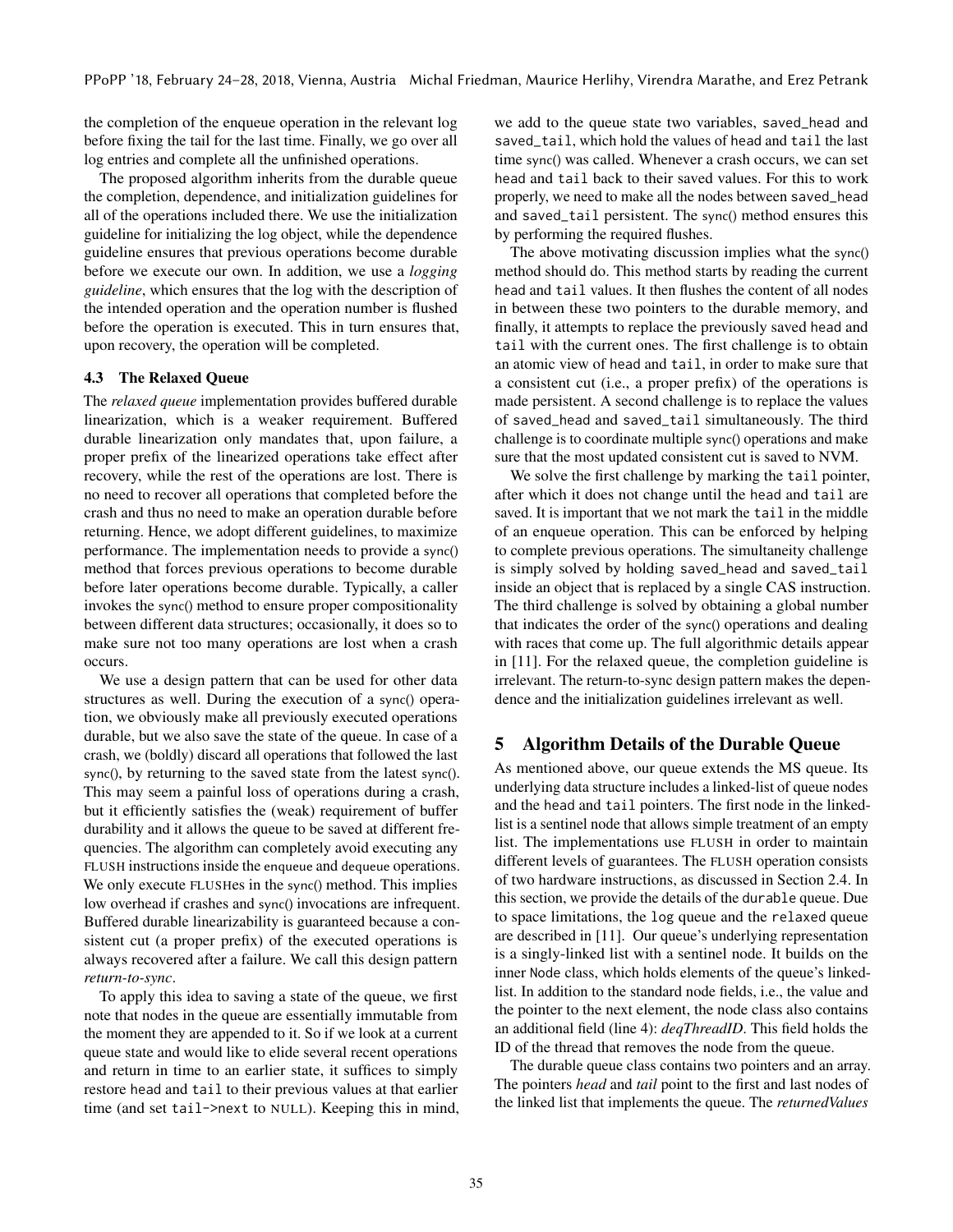the completion of the enqueue operation in the relevant log before fixing the tail for the last time. Finally, we go over all log entries and complete all the unfinished operations.

The proposed algorithm inherits from the durable queue the completion, dependence, and initialization guidelines for all of the operations included there. We use the initialization guideline for initializing the log object, while the dependence guideline ensures that previous operations become durable before we execute our own. In addition, we use a *logging guideline*, which ensures that the log with the description of the intended operation and the operation number is flushed before the operation is executed. This in turn ensures that, upon recovery, the operation will be completed.

### 4.3 The Relaxed Queue

The *relaxed queue* implementation provides buffered durable linearization, which is a weaker requirement. Buffered durable linearization only mandates that, upon failure, a proper prefix of the linearized operations take effect after recovery, while the rest of the operations are lost. There is no need to recover all operations that completed before the crash and thus no need to make an operation durable before returning. Hence, we adopt different guidelines, to maximize performance. The implementation needs to provide a sync() method that forces previous operations to become durable before later operations become durable. Typically, a caller invokes the sync() method to ensure proper compositionality between different data structures; occasionally, it does so to make sure not too many operations are lost when a crash occurs.

We use a design pattern that can be used for other data structures as well. During the execution of a sync() operation, we obviously make all previously executed operations durable, but we also save the state of the queue. In case of a crash, we (boldly) discard all operations that followed the last sync(), by returning to the saved state from the latest sync(). This may seem a painful loss of operations during a crash, but it efficiently satisfies the (weak) requirement of buffer durability and it allows the queue to be saved at different frequencies. The algorithm can completely avoid executing any FLUSH instructions inside the enqueue and dequeue operations. We only execute FLUSHes in the sync() method. This implies low overhead if crashes and sync() invocations are infrequent. Buffered durable linearizability is guaranteed because a consistent cut (a proper prefix) of the executed operations is always recovered after a failure. We call this design pattern *return-to-sync*.

To apply this idea to saving a state of the queue, we first note that nodes in the queue are essentially immutable from the moment they are appended to it. So if we look at a current queue state and would like to elide several recent operations and return in time to an earlier state, it suffices to simply restore head and tail to their previous values at that earlier time (and set tail->next to NULL). Keeping this in mind, we add to the queue state two variables, saved_head and saved_tail, which hold the values of head and tail the last time sync() was called. Whenever a crash occurs, we can set head and tail back to their saved values. For this to work properly, we need to make all the nodes between saved_head and saved_tail persistent. The sync() method ensures this by performing the required flushes.

The above motivating discussion implies what the sync() method should do. This method starts by reading the current head and tail values. It then flushes the content of all nodes in between these two pointers to the durable memory, and finally, it attempts to replace the previously saved head and tail with the current ones. The first challenge is to obtain an atomic view of head and tail, in order to make sure that a consistent cut (i.e., a proper prefix) of the operations is made persistent. A second challenge is to replace the values of saved_head and saved_tail simultaneously. The third challenge is to coordinate multiple sync() operations and make sure that the most updated consistent cut is saved to NVM.

We solve the first challenge by marking the tail pointer, after which it does not change until the head and tail are saved. It is important that we not mark the tail in the middle of an enqueue operation. This can be enforced by helping to complete previous operations. The simultaneity challenge is simply solved by holding saved_head and saved_tail inside an object that is replaced by a single CAS instruction. The third challenge is solved by obtaining a global number that indicates the order of the sync() operations and dealing with races that come up. The full algorithmic details appear in [11]. For the relaxed queue, the completion guideline is irrelevant. The return-to-sync design pattern makes the dependence and the initialization guidelines irrelevant as well.

## 5 Algorithm Details of the Durable Queue

As mentioned above, our queue extends the MS queue. Its underlying data structure includes a linked-list of queue nodes and the head and tail pointers. The first node in the linked-list is a sentinel node that allows simple treatment of an empty list. The implementations use FLUSH in order to maintain different levels of guarantees. The FLUSH operation consists of two hardware instructions, as discussed in Section 2.4. In this section, we provide the details of the durable queue. Due to space limitations, the log queue and the relaxed queue are described in [11]. Our queue's underlying representation is a singly-linked list with a sentinel node. It builds on the inner Node class, which holds elements of the queue's linked-list. In addition to the standard node fields, i.e., the value and the pointer to the next element, the node class also contains an additional field (line 4): *deqThreadID*. This field holds the ID of the thread that removes the node from the queue.

The durable queue class contains two pointers and an array. The pointers *head* and *tail* point to the first and last nodes of the linked list that implements the queue. The *returnedValues*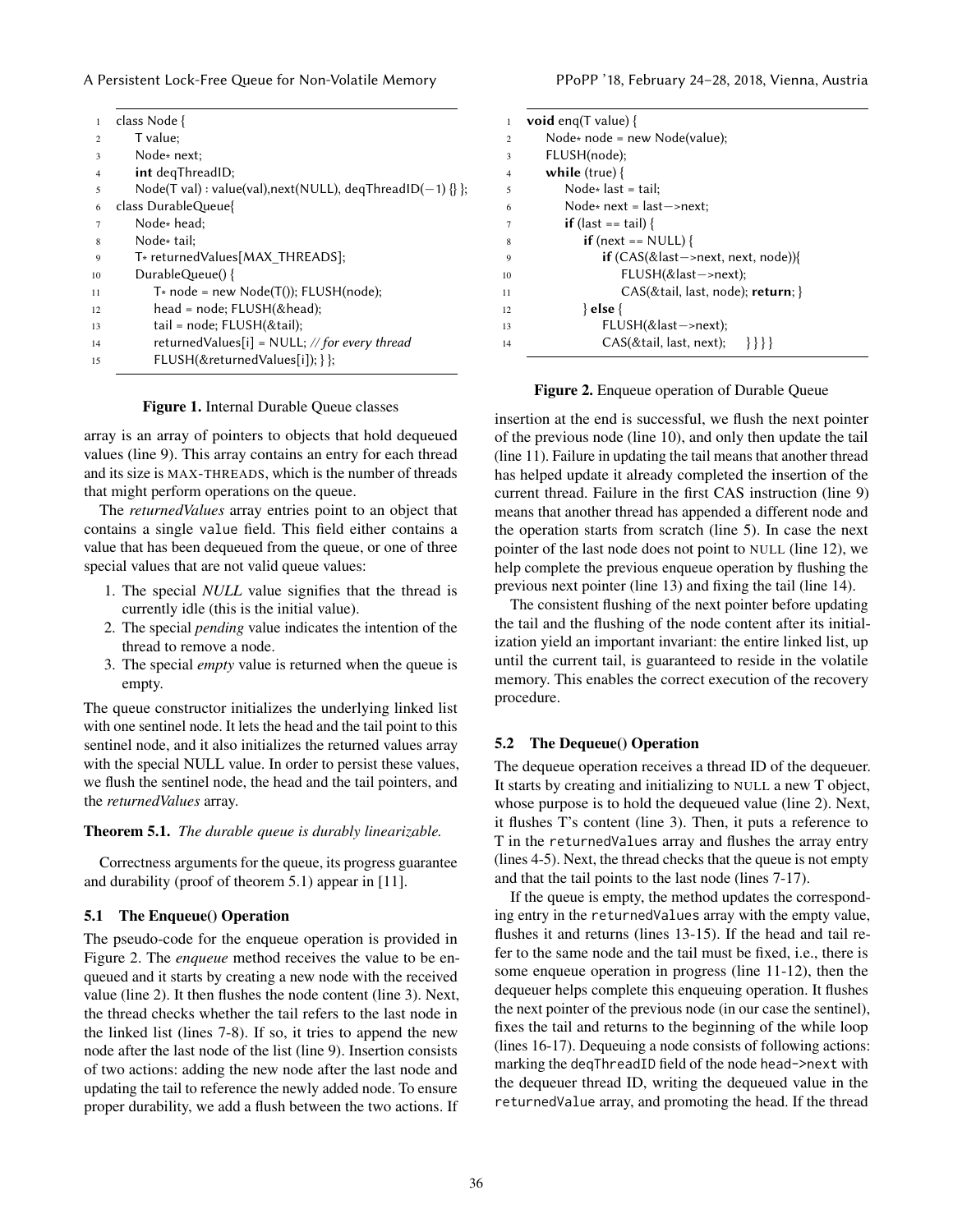```
1  class Node {
2      T value;
3      Node* next;
4      int deqThreadID;
5      Node(T val) : value(val),next(NULL), deqThreadID(−1) {} };
6  class DurableQueue{
7      Node* head;
8      Node* tail;
9      T* returnedValues[MAX_THREADS];
10     DurableQueue() {
11         T* node = new Node(T()); FLUSH(node);
12         head = node; FLUSH(&head);
13         tail = node; FLUSH(&tail);
14         returnedValues[i] = NULL; // for every thread
15         FLUSH(&returnedValues[i]); } };
```

**Figure 1.** Internal Durable Queue classes

array is an array of pointers to objects that hold dequeued values (line 9). This array contains an entry for each thread and its size is MAX-THREADS, which is the number of threads that might perform operations on the queue.

The *returnedValues* array entries point to an object that contains a single `value` field. This field either contains a value that has been dequeued from the queue, or one of three special values that are not valid queue values:

1. The special *NULL* value signifies that the thread is currently idle (this is the initial value).
2. The special *pending* value indicates the intention of the thread to remove a node.
3. The special *empty* value is returned when the queue is empty.

The queue constructor initializes the underlying linked list with one sentinel node. It lets the head and the tail point to this sentinel node, and it also initializes the returned values array with the special NULL value. In order to persist these values, we flush the sentinel node, the head and the tail pointers, and the *returnedValues* array.

**Theorem 5.1.** *The durable queue is durably linearizable.*

Correctness arguments for the queue, its progress guarantee and durability (proof of theorem 5.1) appear in [11].

### 5.1 The Enqueue() Operation

The pseudo-code for the enqueue operation is provided in Figure 2. The *enqueue* method receives the value to be enqueued and it starts by creating a new node with the received value (line 2). It then flushes the node content (line 3). Next, the thread checks whether the tail refers to the last node in the linked list (lines 7-8). If so, it tries to append the new node after the last node of the list (line 9). Insertion consists of two actions: adding the new node after the last node and updating the tail to reference the newly added node. To ensure proper durability, we add a flush between the two actions. If insertion at the end is successful, we flush the next pointer of the previous node (line 10), and only then update the tail (line 11). Failure in updating the tail means that another thread has helped update it already completed the insertion of the current thread. Failure in the first CAS instruction (line 9) means that another thread has appended a different node and the operation starts from scratch (line 5). In case the next pointer of the last node does not point to NULL (line 12), we help complete the previous enqueue operation by flushing the previous next pointer (line 13) and fixing the tail (line 14).

```
1  void enq(T value) {
2      Node* node = new Node(value);
3      FLUSH(node);
4      while (true) {
5          Node* last = tail;
6          Node* next = last−>next;
7          if (last == tail) {
8              if (next == NULL) {
9                  if (CAS(&last−>next, next, node)){
10                     FLUSH(&last−>next);
11                     CAS(&tail, last, node); return; }
12             } else {
13                 FLUSH(&last−>next);
14                 CAS(&tail, last, next);     }}}}
```

**Figure 2.** Enqueue operation of Durable Queue

The consistent flushing of the next pointer before updating the tail and the flushing of the node content after its initialization yield an important invariant: the entire linked list, up until the current tail, is guaranteed to reside in the volatile memory. This enables the correct execution of the recovery procedure.

### 5.2 The Dequeue() Operation

The dequeue operation receives a thread ID of the dequeuer. It starts by creating and initializing to NULL a new T object, whose purpose is to hold the dequeued value (line 2). Next, it flushes T's content (line 3). Then, it puts a reference to T in the `returnedValues` array and flushes the array entry (lines 4-5). Next, the thread checks that the queue is not empty and that the tail points to the last node (lines 7-17).

If the queue is empty, the method updates the corresponding entry in the `returnedValues` array with the empty value, flushes it and returns (lines 13-15). If the head and tail refer to the same node and the tail must be fixed, i.e., there is some enqueue operation in progress (line 11-12), then the dequeuer helps complete this enqueuing operation. It flushes the next pointer of the previous node (in our case the sentinel), fixes the tail and returns to the beginning of the while loop (lines 16-17). Dequeuing a node consists of following actions: marking the `deqThreadID` field of the node `head->next` with the dequeuer thread ID, writing the dequeued value in the `returnedValue` array, and promoting the head. If the thread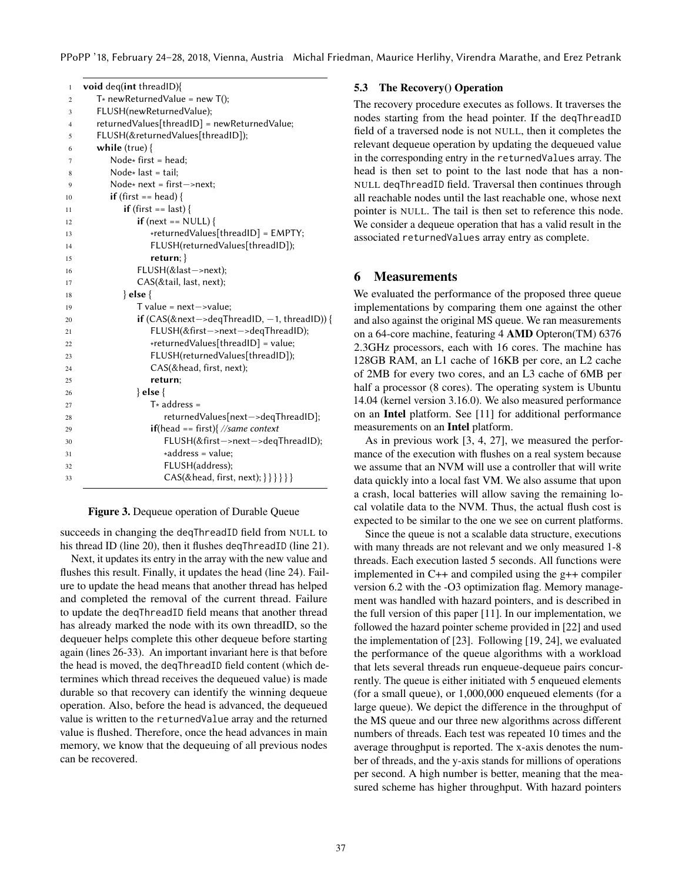```
1  void deq(int threadID){
2      T* newReturnedValue = new T();
3      FLUSH(newReturnedValue);
4      returnedValues[threadID] = newReturnedValue;
5      FLUSH(&returnedValues[threadID]);
6      while (true) {
7          Node* first = head;
8          Node* last = tail;
9          Node* next = first->next;
10         if (first == head) {
11             if (first == last) {
12                 if (next == NULL) {
13                     *returnedValues[threadID] = EMPTY;
14                     FLUSH(returnedValues[threadID]);
15                     return; }
16                 FLUSH(&last->next);
17                 CAS(&tail, last, next);
18             } else {
19                 T value = next->value;
20                 if (CAS(&next->deqThreadID, -1, threadID)) {
21                     FLUSH(&first->next->deqThreadID);
22                     *returnedValues[threadID] = value;
23                     FLUSH(returnedValues[threadID]);
24                     CAS(&head, first, next);
25                     return;
26                 } else {
27                     T* address =
28                         returnedValues[next->deqThreadID];
29                     if(head == first){ //same context
30                         FLUSH(&first->next->deqThreadID);
31                         *address = value;
32                         FLUSH(address);
33                         CAS(&head, first, next); }}}}}}
```

**Figure 3.** Dequeue operation of Durable Queue

succeeds in changing the deqThreadID field from NULL to his thread ID (line 20), then it flushes deqThreadID (line 21).

Next, it updates its entry in the array with the new value and flushes this result. Finally, it updates the head (line 24). Failure to update the head means that another thread has helped and completed the removal of the current thread. Failure to update the deqThreadID field means that another thread has already marked the node with its own threadID, so the dequeuer helps complete this other dequeue before starting again (lines 26-33). An important invariant here is that before the head is moved, the deqThreadID field content (which determines which thread receives the dequeued value) is made durable so that recovery can identify the winning dequeue operation. Also, before the head is advanced, the dequeued value is written to the returnedValue array and the returned value is flushed. Therefore, once the head advances in main memory, we know that the dequeuing of all previous nodes can be recovered.

### 5.3 The Recovery() Operation

The recovery procedure executes as follows. It traverses the nodes starting from the head pointer. If the deqThreadID field of a traversed node is not NULL, then it completes the relevant dequeue operation by updating the dequeued value in the corresponding entry in the returnedValues array. The head is then set to point to the last node that has a non-NULL deqThreadID field. Traversal then continues through all reachable nodes until the last reachable one, whose next pointer is NULL. The tail is then set to reference this node. We consider a dequeue operation that has a valid result in the associated returnedValues array entry as complete.

## 6 Measurements

We evaluated the performance of the proposed three queue implementations by comparing them one against the other and also against the original MS queue. We ran measurements on a 64-core machine, featuring 4 **AMD** Opteron(TM) 6376 2.3GHz processors, each with 16 cores. The machine has 128GB RAM, an L1 cache of 16KB per core, an L2 cache of 2MB for every two cores, and an L3 cache of 6MB per half a processor (8 cores). The operating system is Ubuntu 14.04 (kernel version 3.16.0). We also measured performance on an **Intel** platform. See [11] for additional performance measurements on an **Intel** platform.

As in previous work [3, 4, 27], we measured the performance of the execution with flushes on a real system because we assume that an NVM will use a controller that will write data quickly into a local fast VM. We also assume that upon a crash, local batteries will allow saving the remaining local volatile data to the NVM. Thus, the actual flush cost is expected to be similar to the one we see on current platforms.

Since the queue is not a scalable data structure, executions with many threads are not relevant and we only measured 1-8 threads. Each execution lasted 5 seconds. All functions were implemented in C++ and compiled using the g++ compiler version 6.2 with the -O3 optimization flag. Memory management was handled with hazard pointers, and is described in the full version of this paper [11]. In our implementation, we followed the hazard pointer scheme provided in [22] and used the implementation of [23]. Following [19, 24], we evaluated the performance of the queue algorithms with a workload that lets several threads run enqueue-dequeue pairs concurrently. The queue is either initiated with 5 enqueued elements (for a small queue), or 1,000,000 enqueued elements (for a large queue). We depict the difference in the throughput of the MS queue and our three new algorithms across different numbers of threads. Each test was repeated 10 times and the average throughput is reported. The x-axis denotes the number of threads, and the y-axis stands for millions of operations per second. A high number is better, meaning that the measured scheme has higher throughput. With hazard pointers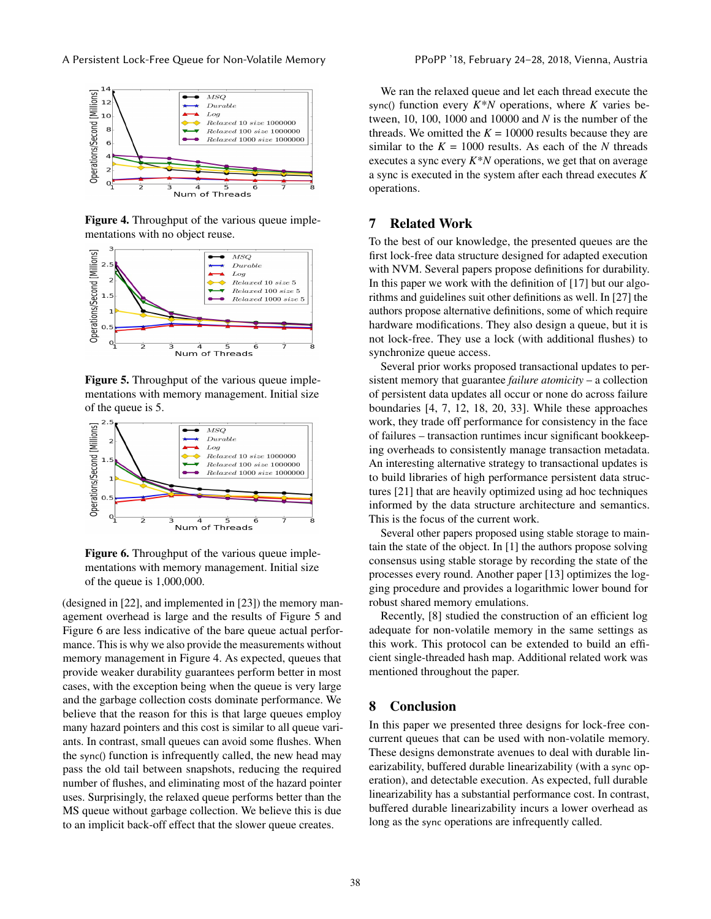**Figure 4.** Throughput of the various queue implementations with no object reuse.

**Figure 5.** Throughput of the various queue implementations with memory management. Initial size of the queue is 5.

**Figure 6.** Throughput of the various queue implementations with memory management. Initial size of the queue is 1,000,000.

(designed in [22], and implemented in [23]) the memory management overhead is large and the results of Figure 5 and Figure 6 are less indicative of the bare queue actual performance. This is why we also provide the measurements without memory management in Figure 4. As expected, queues that provide weaker durability guarantees perform better in most cases, with the exception being when the queue is very large and the garbage collection costs dominate performance. We believe that the reason for this is that large queues employ many hazard pointers and this cost is similar to all queue variants. In contrast, small queues can avoid some flushes. When the sync() function is infrequently called, the new head may pass the old tail between snapshots, reducing the required number of flushes, and eliminating most of the hazard pointer uses. Surprisingly, the relaxed queue performs better than the MS queue without garbage collection. We believe this is due to an implicit back-off effect that the slower queue creates.

We ran the relaxed queue and let each thread execute the sync() function every $K*N$ operations, where $K$ varies between, 10, 100, 1000 and 10000 and $N$ is the number of the threads. We omitted the $K$ = 10000 results because they are similar to the $K$ = 1000 results. As each of the $N$ threads executes a sync every $K*N$ operations, we get that on average a sync is executed in the system after each thread executes $K$ operations.

# 7 Related Work

To the best of our knowledge, the presented queues are the first lock-free data structure designed for adapted execution with NVM. Several papers propose definitions for durability. In this paper we work with the definition of [17] but our algorithms and guidelines suit other definitions as well. In [27] the authors propose alternative definitions, some of which require hardware modifications. They also design a queue, but it is not lock-free. They use a lock (with additional flushes) to synchronize queue access.

Several prior works proposed transactional updates to persistent memory that guarantee *failure atomicity* – a collection of persistent data updates all occur or none do across failure boundaries [4, 7, 12, 18, 20, 33]. While these approaches work, they trade off performance for consistency in the face of failures – transaction runtimes incur significant bookkeeping overheads to consistently manage transaction metadata. An interesting alternative strategy to transactional updates is to build libraries of high performance persistent data structures [21] that are heavily optimized using ad hoc techniques informed by the data structure architecture and semantics. This is the focus of the current work.

Several other papers proposed using stable storage to maintain the state of the object. In [1] the authors propose solving consensus using stable storage by recording the state of the processes every round. Another paper [13] optimizes the logging procedure and provides a logarithmic lower bound for robust shared memory emulations.

Recently, [8] studied the construction of an efficient log adequate for non-volatile memory in the same settings as this work. This protocol can be extended to build an efficient single-threaded hash map. Additional related work was mentioned throughout the paper.

# 8 Conclusion

In this paper we presented three designs for lock-free concurrent queues that can be used with non-volatile memory. These designs demonstrate avenues to deal with durable linearizability, buffered durable linearizability (with a sync operation), and detectable execution. As expected, full durable linearizability has a substantial performance cost. In contrast, buffered durable linearizability incurs a lower overhead as long as the sync operations are infrequently called.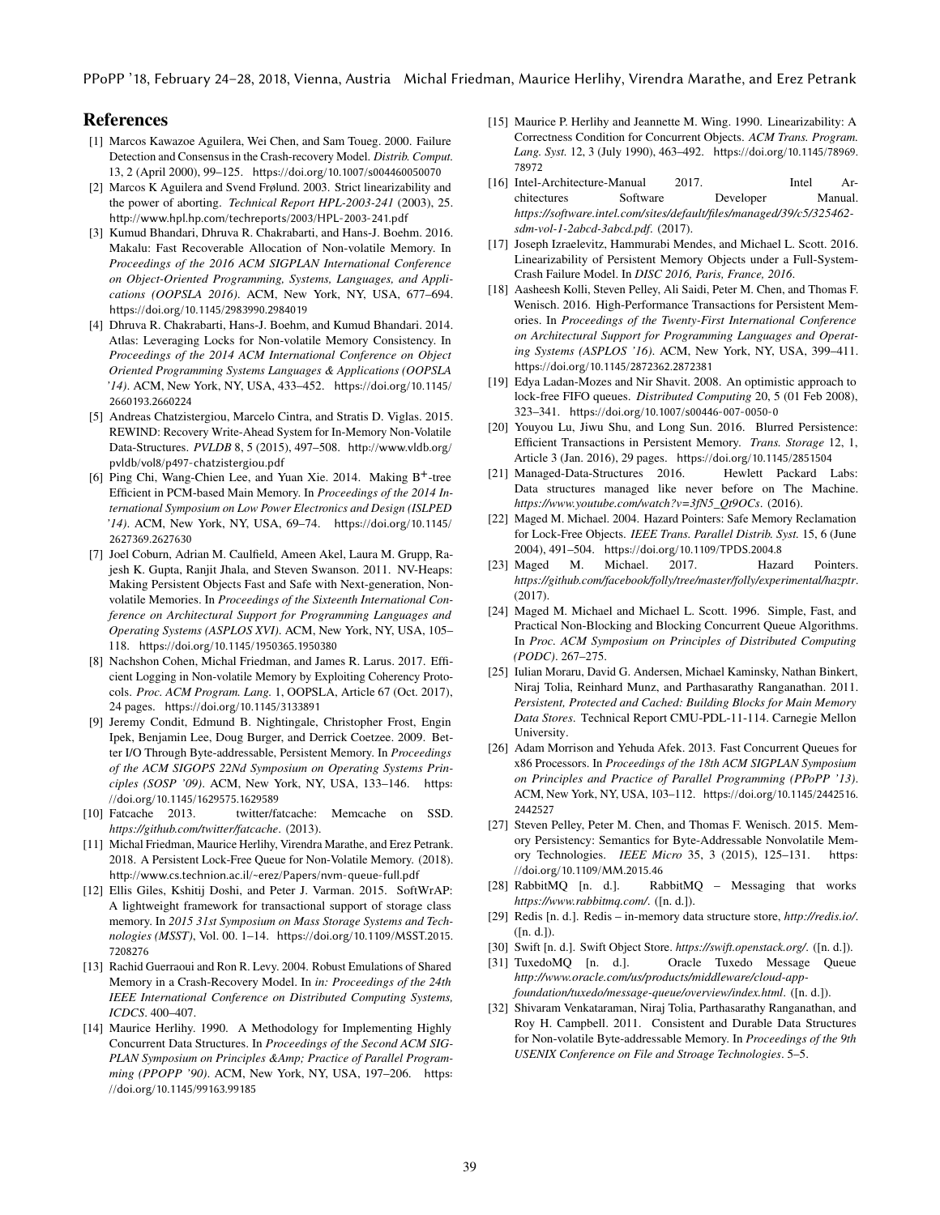## References

[1] Marcos Kawazoe Aguilera, Wei Chen, and Sam Toueg. 2000. Failure Detection and Consensus in the Crash-recovery Model. *Distrib. Comput.* 13, 2 (April 2000), 99–125. https://doi.org/10.1007/s004460050070

[2] Marcos K Aguilera and Svend Frølund. 2003. Strict linearizability and the power of aborting. *Technical Report HPL-2003-241* (2003), 25. http://www.hpl.hp.com/techreports/2003/HPL-2003-241.pdf

[3] Kumud Bhandari, Dhruva R. Chakrabarti, and Hans-J. Boehm. 2016. Makalu: Fast Recoverable Allocation of Non-volatile Memory. In *Proceedings of the 2016 ACM SIGPLAN International Conference on Object-Oriented Programming, Systems, Languages, and Applications (OOPSLA 2016)*. ACM, New York, NY, USA, 677–694. https://doi.org/10.1145/2983990.2984019

[4] Dhruva R. Chakrabarti, Hans-J. Boehm, and Kumud Bhandari. 2014. Atlas: Leveraging Locks for Non-volatile Memory Consistency. In *Proceedings of the 2014 ACM International Conference on Object Oriented Programming Systems Languages & Applications (OOPSLA '14)*. ACM, New York, NY, USA, 433–452. https://doi.org/10.1145/2660193.2660224

[5] Andreas Chatzistergiou, Marcelo Cintra, and Stratis D. Viglas. 2015. REWIND: Recovery Write-Ahead System for In-Memory Non-Volatile Data-Structures. *PVLDB* 8, 5 (2015), 497–508. http://www.vldb.org/pvldb/vol8/p497-chatzistergiou.pdf

[6] Ping Chi, Wang-Chien Lee, and Yuan Xie. 2014. Making B+-tree Efficient in PCM-based Main Memory. In *Proceedings of the 2014 International Symposium on Low Power Electronics and Design (ISLPED '14)*. ACM, New York, NY, USA, 69–74. https://doi.org/10.1145/2627369.2627630

[7] Joel Coburn, Adrian M. Caulfield, Ameen Akel, Laura M. Grupp, Rajesh K. Gupta, Ranjit Jhala, and Steven Swanson. 2011. NV-Heaps: Making Persistent Objects Fast and Safe with Next-generation, Non-volatile Memories. In *Proceedings of the Sixteenth International Conference on Architectural Support for Programming Languages and Operating Systems (ASPLOS XVI)*. ACM, New York, NY, USA, 105–118. https://doi.org/10.1145/1950365.1950380

[8] Nachshon Cohen, Michal Friedman, and James R. Larus. 2017. Efficient Logging in Non-volatile Memory by Exploiting Coherency Protocols. *Proc. ACM Program. Lang.* 1, OOPSLA, Article 67 (Oct. 2017), 24 pages. https://doi.org/10.1145/3133891

[9] Jeremy Condit, Edmund B. Nightingale, Christopher Frost, Engin Ipek, Benjamin Lee, Doug Burger, and Derrick Coetzee. 2009. Better I/O Through Byte-addressable, Persistent Memory. In *Proceedings of the ACM SIGOPS 22Nd Symposium on Operating Systems Principles (SOSP '09)*. ACM, New York, NY, USA, 133–146. https://doi.org/10.1145/1629575.1629589

[10] Fatcache 2013. twitter/fatcache: Memcache on SSD. *https://github.com/twitter/fatcache*. (2013).

[11] Michal Friedman, Maurice Herlihy, Virendra Marathe, and Erez Petrank. 2018. A Persistent Lock-Free Queue for Non-Volatile Memory. (2018). http://www.cs.technion.ac.il/~erez/Papers/nvm-queue-full.pdf

[12] Ellis Giles, Kshitij Doshi, and Peter J. Varman. 2015. SoftWrAP: A lightweight framework for transactional support of storage class memory. In *2015 31st Symposium on Mass Storage Systems and Technologies (MSST)*, Vol. 00. 1–14. https://doi.org/10.1109/MSST.2015.7208276

[13] Rachid Guerraoui and Ron R. Levy. 2004. Robust Emulations of Shared Memory in a Crash-Recovery Model. In *in: Proceedings of the 24th IEEE International Conference on Distributed Computing Systems, ICDCS*. 400–407.

[14] Maurice Herlihy. 1990. A Methodology for Implementing Highly Concurrent Data Structures. In *Proceedings of the Second ACM SIGPLAN Symposium on Principles &Amp; Practice of Parallel Programming (PPOPP '90)*. ACM, New York, NY, USA, 197–206. https://doi.org/10.1145/99163.99185

[15] Maurice P. Herlihy and Jeannette M. Wing. 1990. Linearizability: A Correctness Condition for Concurrent Objects. *ACM Trans. Program. Lang. Syst.* 12, 3 (July 1990), 463–492. https://doi.org/10.1145/78969.78972

[16] Intel-Architecture-Manual 2017. Intel Architectures Software Developer Manual. *https://software.intel.com/sites/default/files/managed/39/c5/325462-sdm-vol-1-2abcd-3abcd.pdf*. (2017).

[17] Joseph Izraelevitz, Hammurabi Mendes, and Michael L. Scott. 2016. Linearizability of Persistent Memory Objects under a Full-System-Crash Failure Model. In *DISC 2016, Paris, France, 2016*.

[18] Aasheesh Kolli, Steven Pelley, Ali Saidi, Peter M. Chen, and Thomas F. Wenisch. 2016. High-Performance Transactions for Persistent Memories. In *Proceedings of the Twenty-First International Conference on Architectural Support for Programming Languages and Operating Systems (ASPLOS '16)*. ACM, New York, NY, USA, 399–411. https://doi.org/10.1145/2872362.2872381

[19] Edya Ladan-Mozes and Nir Shavit. 2008. An optimistic approach to lock-free FIFO queues. *Distributed Computing* 20, 5 (01 Feb 2008), 323–341. https://doi.org/10.1007/s00446-007-0050-0

[20] Youyou Lu, Jiwu Shu, and Long Sun. 2016. Blurred Persistence: Efficient Transactions in Persistent Memory. *Trans. Storage* 12, 1, Article 3 (Jan. 2016), 29 pages. https://doi.org/10.1145/2851504

[21] Managed-Data-Structures 2016. Hewlett Packard Labs: Data structures managed like never before on The Machine. *https://www.youtube.com/watch?v=3fN5_Qt9OCs*. (2016).

[22] Maged M. Michael. 2004. Hazard Pointers: Safe Memory Reclamation for Lock-Free Objects. *IEEE Trans. Parallel Distrib. Syst.* 15, 6 (June 2004), 491–504. https://doi.org/10.1109/TPDS.2004.8

[23] Maged M. Michael. 2017. Hazard Pointers. *https://github.com/facebook/folly/tree/master/folly/experimental/hazptr*. (2017).

[24] Maged M. Michael and Michael L. Scott. 1996. Simple, Fast, and Practical Non-Blocking and Blocking Concurrent Queue Algorithms. In *Proc. ACM Symposium on Principles of Distributed Computing (PODC)*. 267–275.

[25] Iulian Moraru, David G. Andersen, Michael Kaminsky, Nathan Binkert, Niraj Tolia, Reinhard Munz, and Parthasarathy Ranganathan. 2011. *Persistent, Protected and Cached: Building Blocks for Main Memory Data Stores*. Technical Report CMU-PDL-11-114. Carnegie Mellon University.

[26] Adam Morrison and Yehuda Afek. 2013. Fast Concurrent Queues for x86 Processors. In *Proceedings of the 18th ACM SIGPLAN Symposium on Principles and Practice of Parallel Programming (PPoPP '13)*. ACM, New York, NY, USA, 103–112. https://doi.org/10.1145/2442516.2442527

[27] Steven Pelley, Peter M. Chen, and Thomas F. Wenisch. 2015. Memory Persistency: Semantics for Byte-Addressable Nonvolatile Memory Technologies. *IEEE Micro* 35, 3 (2015), 125–131. https://doi.org/10.1109/MM.2015.46

[28] RabbitMQ [n. d.]. RabbitMQ – Messaging that works *https://www.rabbitmq.com/*. ([n. d.]).

[29] Redis [n. d.]. Redis – in-memory data structure store, *http://redis.io/*. ([n. d.]).

[30] Swift [n. d.]. Swift Object Store. *https://swift.openstack.org/*. ([n. d.]).

[31] TuxedoMQ [n. d.]. Oracle Tuxedo Message Queue *http://www.oracle.com/us/products/middleware/cloud-app-foundation/tuxedo/message-queue/overview/index.html*. ([n. d.]).

[32] Shivaram Venkataraman, Niraj Tolia, Parthasarathy Ranganathan, and Roy H. Campbell. 2011. Consistent and Durable Data Structures for Non-volatile Byte-addressable Memory. In *Proceedings of the 9th USENIX Conference on File and Stroage Technologies*. 5–5.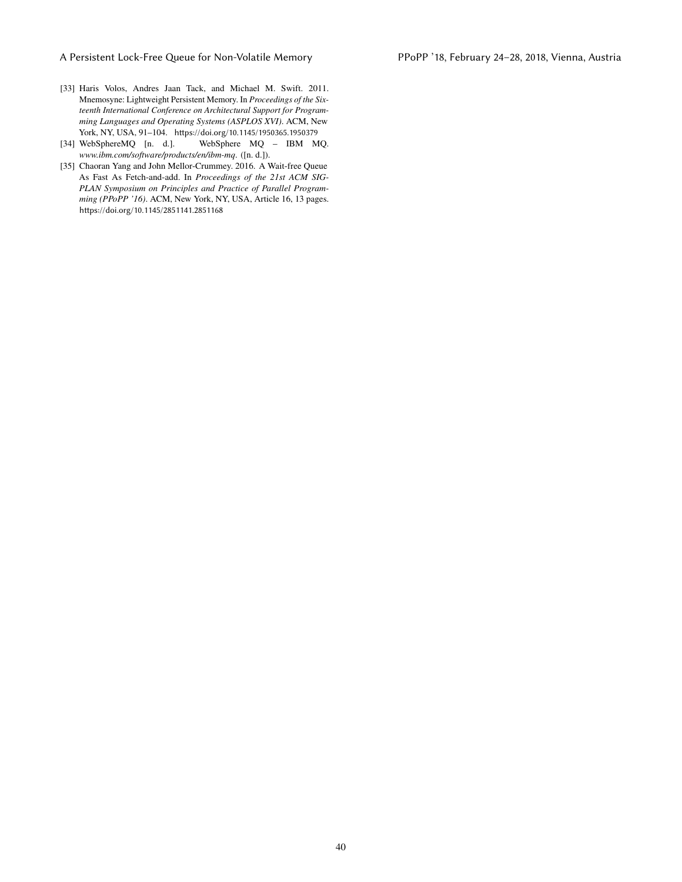[33] Haris Volos, Andres Jaan Tack, and Michael M. Swift. 2011. Mnemosyne: Lightweight Persistent Memory. In *Proceedings of the Sixteenth International Conference on Architectural Support for Programming Languages and Operating Systems (ASPLOS XVI)*. ACM, New York, NY, USA, 91–104. https://doi.org/10.1145/1950365.1950379

[34] WebSphereMQ [n. d.]. WebSphere MQ – IBM MQ. *www.ibm.com/software/products/en/ibm-mq*. ([n. d.]).

[35] Chaoran Yang and John Mellor-Crummey. 2016. A Wait-free Queue As Fast As Fetch-and-add. In *Proceedings of the 21st ACM SIGPLAN Symposium on Principles and Practice of Parallel Programming (PPoPP '16)*. ACM, New York, NY, USA, Article 16, 13 pages. https://doi.org/10.1145/2851141.2851168